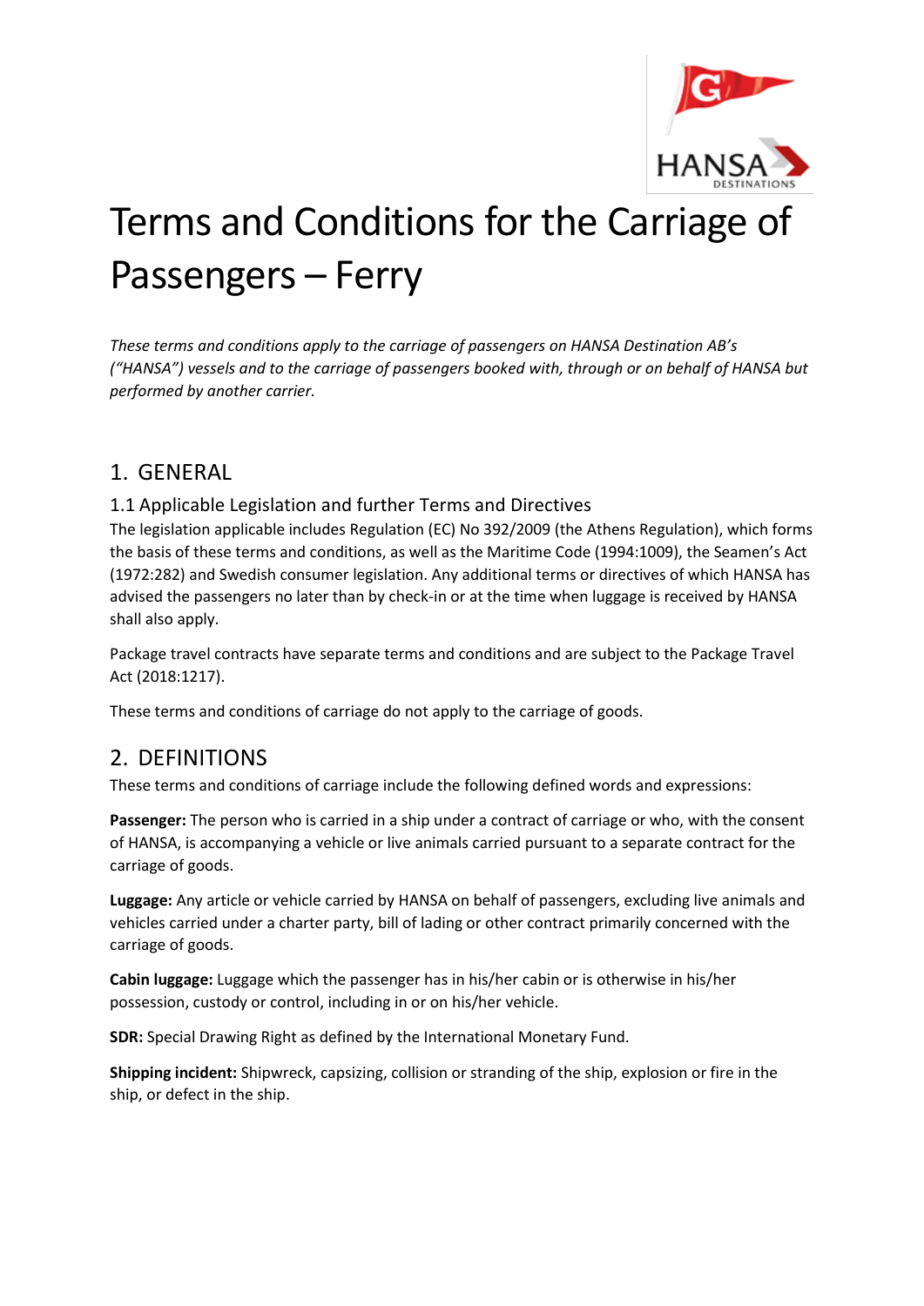# Terms and Conditions for the Carriage of Passengers – Ferry

*These terms and conditions apply to the carriage of passengers on HANSA Destination AB's ("HANSA") vessels and to the carriage of passengers booked with, through or on behalf of HANSA but performed by another carrier.*

## 1. GENERAL

### 1.1 Applicable Legislation and further Terms and Directives

The legislation applicable includes Regulation (EC) No 392/2009 (the Athens Regulation), which forms the basis of these terms and conditions, as well as the Maritime Code (1994:1009), the Seamen's Act (1972:282) and Swedish consumer legislation. Any additional terms or directives of which HANSA has advised the passengers no later than by check-in or at the time when luggage is received by HANSA shall also apply.

Package travel contracts have separate terms and conditions and are subject to the Package Travel Act (2018:1217).

These terms and conditions of carriage do not apply to the carriage of goods.

## 2. DEFINITIONS

These terms and conditions of carriage include the following defined words and expressions:

**Passenger:** The person who is carried in a ship under a contract of carriage or who, with the consent of HANSA, is accompanying a vehicle or live animals carried pursuant to a separate contract for the carriage of goods.

**Luggage:** Any article or vehicle carried by HANSA on behalf of passengers, excluding live animals and vehicles carried under a charter party, bill of lading or other contract primarily concerned with the carriage of goods.

**Cabin luggage:** Luggage which the passenger has in his/her cabin or is otherwise in his/her possession, custody or control, including in or on his/her vehicle.

**SDR:** Special Drawing Right as defined by the International Monetary Fund.

**Shipping incident:** Shipwreck, capsizing, collision or stranding of the ship, explosion or fire in the ship, or defect in the ship.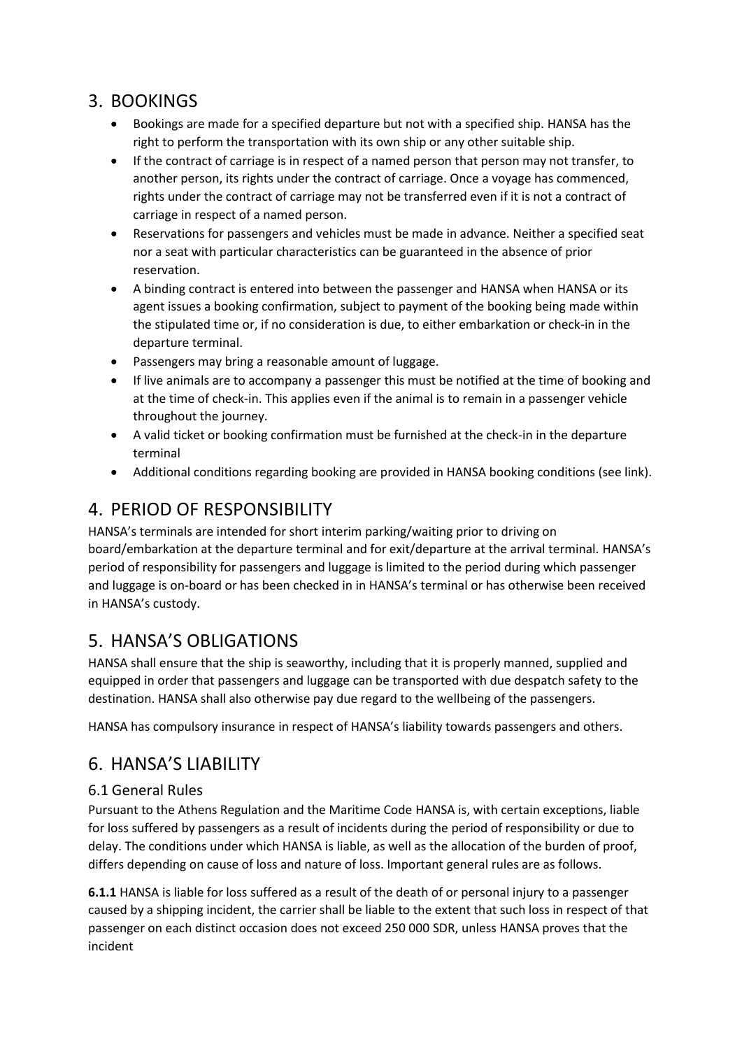## 3. BOOKINGS

- Bookings are made for a specified departure but not with a specified ship. HANSA has the right to perform the transportation with its own ship or any other suitable ship.
- If the contract of carriage is in respect of a named person that person may not transfer, to another person, its rights under the contract of carriage. Once a voyage has commenced, rights under the contract of carriage may not be transferred even if it is not a contract of carriage in respect of a named person.
- Reservations for passengers and vehicles must be made in advance. Neither a specified seat nor a seat with particular characteristics can be guaranteed in the absence of prior reservation.
- A binding contract is entered into between the passenger and HANSA when HANSA or its agent issues a booking confirmation, subject to payment of the booking being made within the stipulated time or, if no consideration is due, to either embarkation or check-in in the departure terminal.
- Passengers may bring a reasonable amount of luggage.
- If live animals are to accompany a passenger this must be notified at the time of booking and at the time of check-in. This applies even if the animal is to remain in a passenger vehicle throughout the journey.
- A valid ticket or booking confirmation must be furnished at the check-in in the departure terminal
- Additional conditions regarding booking are provided in HANSA booking conditions (see link).

## 4. PERIOD OF RESPONSIBILITY

HANSA's terminals are intended for short interim parking/waiting prior to driving on board/embarkation at the departure terminal and for exit/departure at the arrival terminal. HANSA's period of responsibility for passengers and luggage is limited to the period during which passenger and luggage is on-board or has been checked in in HANSA's terminal or has otherwise been received in HANSA's custody.

## 5. HANSA'S OBLIGATIONS

HANSA shall ensure that the ship is seaworthy, including that it is properly manned, supplied and equipped in order that passengers and luggage can be transported with due despatch safety to the destination. HANSA shall also otherwise pay due regard to the wellbeing of the passengers.

HANSA has compulsory insurance in respect of HANSA's liability towards passengers and others.

## 6. HANSA'S LIABILITY

### 6.1 General Rules

Pursuant to the Athens Regulation and the Maritime Code HANSA is, with certain exceptions, liable for loss suffered by passengers as a result of incidents during the period of responsibility or due to delay. The conditions under which HANSA is liable, as well as the allocation of the burden of proof, differs depending on cause of loss and nature of loss. Important general rules are as follows.

**6.1.1** HANSA is liable for loss suffered as a result of the death of or personal injury to a passenger caused by a shipping incident, the carrier shall be liable to the extent that such loss in respect of that passenger on each distinct occasion does not exceed 250 000 SDR, unless HANSA proves that the incident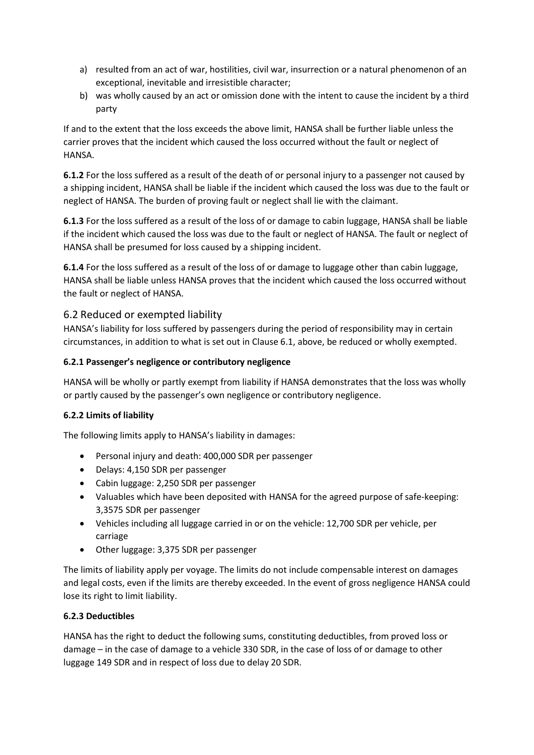a) resulted from an act of war, hostilities, civil war, insurrection or a natural phenomenon of an exceptional, inevitable and irresistible character;
b) was wholly caused by an act or omission done with the intent to cause the incident by a third party

If and to the extent that the loss exceeds the above limit, HANSA shall be further liable unless the carrier proves that the incident which caused the loss occurred without the fault or neglect of HANSA.

**6.1.2** For the loss suffered as a result of the death of or personal injury to a passenger not caused by a shipping incident, HANSA shall be liable if the incident which caused the loss was due to the fault or neglect of HANSA. The burden of proving fault or neglect shall lie with the claimant.

**6.1.3** For the loss suffered as a result of the loss of or damage to cabin luggage, HANSA shall be liable if the incident which caused the loss was due to the fault or neglect of HANSA. The fault or neglect of HANSA shall be presumed for loss caused by a shipping incident.

**6.1.4** For the loss suffered as a result of the loss of or damage to luggage other than cabin luggage, HANSA shall be liable unless HANSA proves that the incident which caused the loss occurred without the fault or neglect of HANSA.

## 6.2 Reduced or exempted liability

HANSA's liability for loss suffered by passengers during the period of responsibility may in certain circumstances, in addition to what is set out in Clause 6.1, above, be reduced or wholly exempted.

**6.2.1 Passenger's negligence or contributory negligence**

HANSA will be wholly or partly exempt from liability if HANSA demonstrates that the loss was wholly or partly caused by the passenger's own negligence or contributory negligence.

**6.2.2 Limits of liability**

The following limits apply to HANSA's liability in damages:

- Personal injury and death: 400,000 SDR per passenger
- Delays: 4,150 SDR per passenger
- Cabin luggage: 2,250 SDR per passenger
- Valuables which have been deposited with HANSA for the agreed purpose of safe-keeping: 3,3575 SDR per passenger
- Vehicles including all luggage carried in or on the vehicle: 12,700 SDR per vehicle, per carriage
- Other luggage: 3,375 SDR per passenger

The limits of liability apply per voyage. The limits do not include compensable interest on damages and legal costs, even if the limits are thereby exceeded. In the event of gross negligence HANSA could lose its right to limit liability.

**6.2.3 Deductibles**

HANSA has the right to deduct the following sums, constituting deductibles, from proved loss or damage – in the case of damage to a vehicle 330 SDR, in the case of loss of or damage to other luggage 149 SDR and in respect of loss due to delay 20 SDR.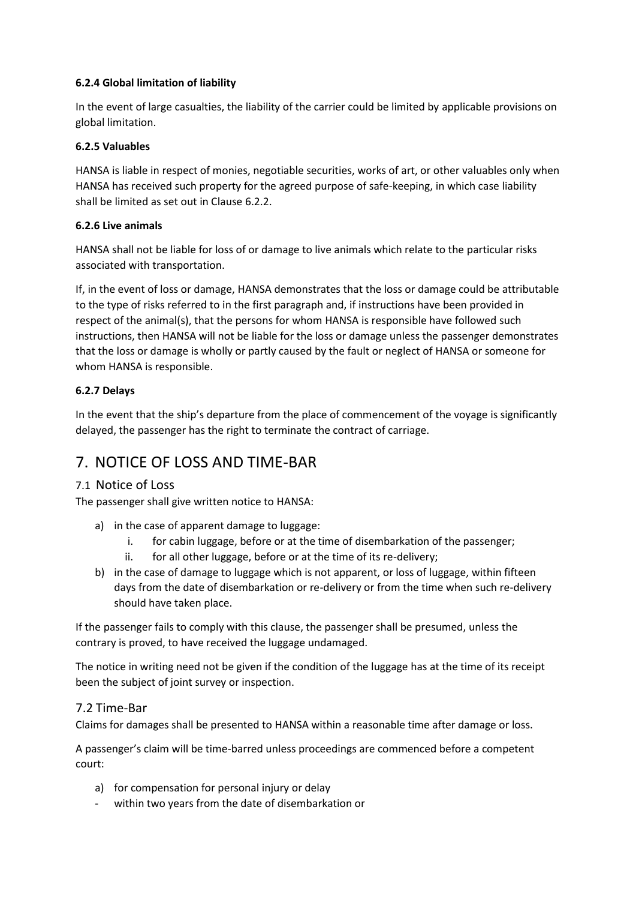#### 6.2.4 Global limitation of liability

In the event of large casualties, the liability of the carrier could be limited by applicable provisions on global limitation.

#### 6.2.5 Valuables

HANSA is liable in respect of monies, negotiable securities, works of art, or other valuables only when HANSA has received such property for the agreed purpose of safe-keeping, in which case liability shall be limited as set out in Clause 6.2.2.

#### 6.2.6 Live animals

HANSA shall not be liable for loss of or damage to live animals which relate to the particular risks associated with transportation.

If, in the event of loss or damage, HANSA demonstrates that the loss or damage could be attributable to the type of risks referred to in the first paragraph and, if instructions have been provided in respect of the animal(s), that the persons for whom HANSA is responsible have followed such instructions, then HANSA will not be liable for the loss or damage unless the passenger demonstrates that the loss or damage is wholly or partly caused by the fault or neglect of HANSA or someone for whom HANSA is responsible.

#### 6.2.7 Delays

In the event that the ship's departure from the place of commencement of the voyage is significantly delayed, the passenger has the right to terminate the contract of carriage.

# 7. NOTICE OF LOSS AND TIME-BAR

## 7.1 Notice of Loss

The passenger shall give written notice to HANSA:

a) in the case of apparent damage to luggage:
   i. for cabin luggage, before or at the time of disembarkation of the passenger;
   ii. for all other luggage, before or at the time of its re-delivery;
b) in the case of damage to luggage which is not apparent, or loss of luggage, within fifteen days from the date of disembarkation or re-delivery or from the time when such re-delivery should have taken place.

If the passenger fails to comply with this clause, the passenger shall be presumed, unless the contrary is proved, to have received the luggage undamaged.

The notice in writing need not be given if the condition of the luggage has at the time of its receipt been the subject of joint survey or inspection.

## 7.2 Time-Bar

Claims for damages shall be presented to HANSA within a reasonable time after damage or loss.

A passenger's claim will be time-barred unless proceedings are commenced before a competent court:

a) for compensation for personal injury or delay
- within two years from the date of disembarkation or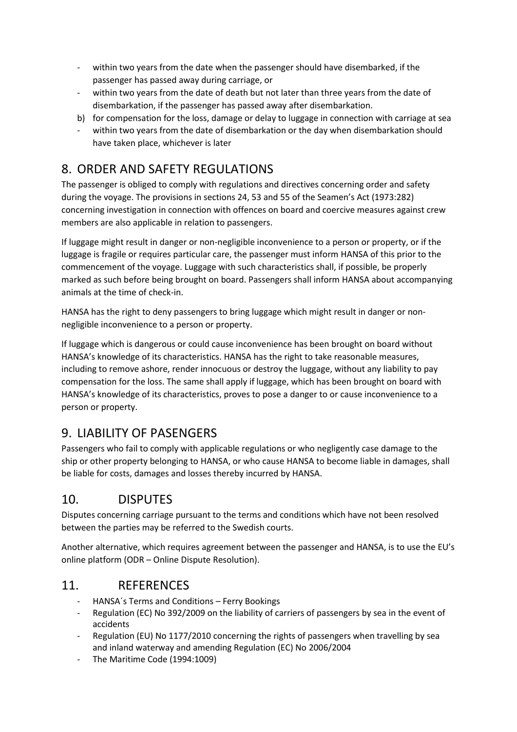- within two years from the date when the passenger should have disembarked, if the passenger has passed away during carriage, or
- within two years from the date of death but not later than three years from the date of disembarkation, if the passenger has passed away after disembarkation.

b) for compensation for the loss, damage or delay to luggage in connection with carriage at sea

- within two years from the date of disembarkation or the day when disembarkation should have taken place, whichever is later

## 8. ORDER AND SAFETY REGULATIONS

The passenger is obliged to comply with regulations and directives concerning order and safety during the voyage. The provisions in sections 24, 53 and 55 of the Seamen's Act (1973:282) concerning investigation in connection with offences on board and coercive measures against crew members are also applicable in relation to passengers.

If luggage might result in danger or non-negligible inconvenience to a person or property, or if the luggage is fragile or requires particular care, the passenger must inform HANSA of this prior to the commencement of the voyage. Luggage with such characteristics shall, if possible, be properly marked as such before being brought on board. Passengers shall inform HANSA about accompanying animals at the time of check-in.

HANSA has the right to deny passengers to bring luggage which might result in danger or non-negligible inconvenience to a person or property.

If luggage which is dangerous or could cause inconvenience has been brought on board without HANSA's knowledge of its characteristics. HANSA has the right to take reasonable measures, including to remove ashore, render innocuous or destroy the luggage, without any liability to pay compensation for the loss. The same shall apply if luggage, which has been brought on board with HANSA's knowledge of its characteristics, proves to pose a danger to or cause inconvenience to a person or property.

## 9. LIABILITY OF PASENGERS

Passengers who fail to comply with applicable regulations or who negligently case damage to the ship or other property belonging to HANSA, or who cause HANSA to become liable in damages, shall be liable for costs, damages and losses thereby incurred by HANSA.

## 10. DISPUTES

Disputes concerning carriage pursuant to the terms and conditions which have not been resolved between the parties may be referred to the Swedish courts.

Another alternative, which requires agreement between the passenger and HANSA, is to use the EU's online platform (ODR – Online Dispute Resolution).

## 11. REFERENCES

- HANSA´s Terms and Conditions – Ferry Bookings
- Regulation (EC) No 392/2009 on the liability of carriers of passengers by sea in the event of accidents
- Regulation (EU) No 1177/2010 concerning the rights of passengers when travelling by sea and inland waterway and amending Regulation (EC) No 2006/2004
- The Maritime Code (1994:1009)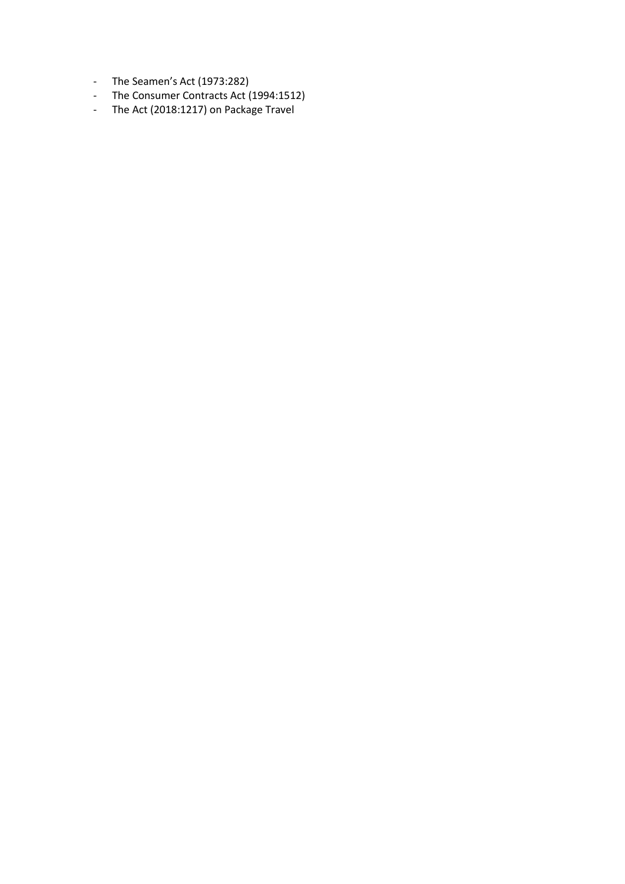- The Seamen's Act (1973:282)
- The Consumer Contracts Act (1994:1512)
- The Act (2018:1217) on Package Travel